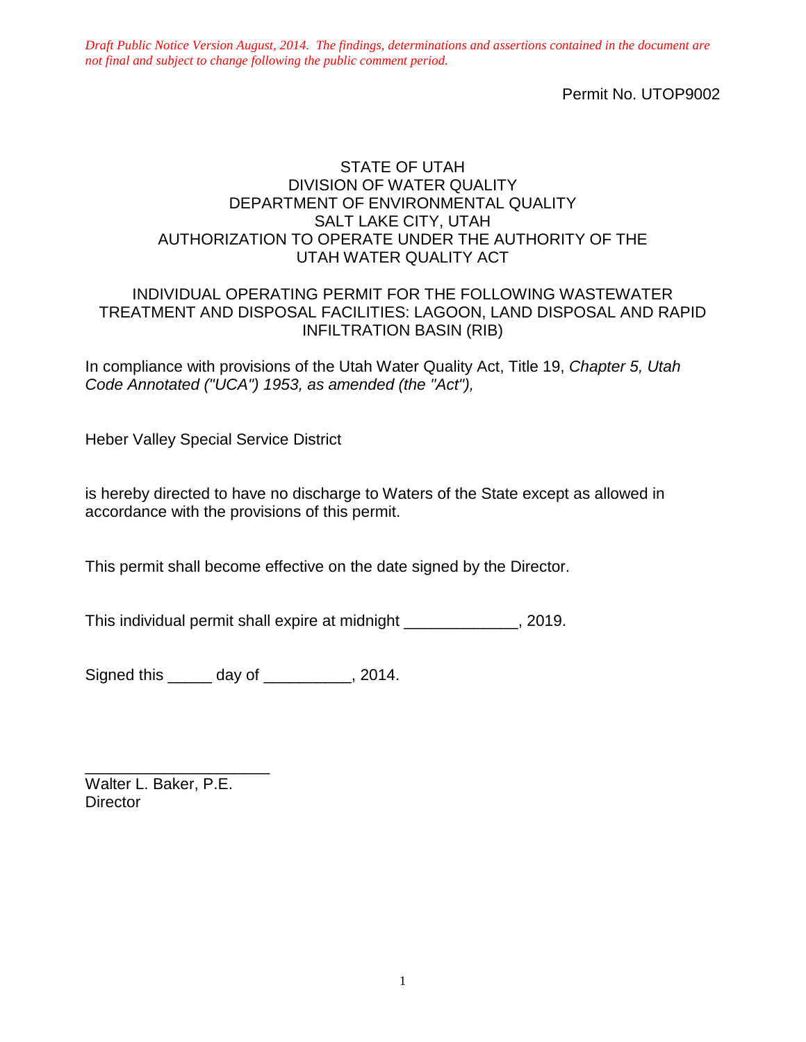*Draft Public Notice Version August, 2014. The findings, determinations and assertions contained in the document are not final and subject to change following the public comment period.*

Permit No. UTOP9002

STATE OF UTAH
DIVISION OF WATER QUALITY
DEPARTMENT OF ENVIRONMENTAL QUALITY
SALT LAKE CITY, UTAH
AUTHORIZATION TO OPERATE UNDER THE AUTHORITY OF THE
UTAH WATER QUALITY ACT

INDIVIDUAL OPERATING PERMIT FOR THE FOLLOWING WASTEWATER TREATMENT AND DISPOSAL FACILITIES: LAGOON, LAND DISPOSAL AND RAPID INFILTRATION BASIN (RIB)

In compliance with provisions of the Utah Water Quality Act, Title 19, *Chapter 5, Utah Code Annotated ("UCA") 1953, as amended (the "Act"),*

Heber Valley Special Service District

is hereby directed to have no discharge to Waters of the State except as allowed in accordance with the provisions of this permit.

This permit shall become effective on the date signed by the Director.

This individual permit shall expire at midnight _____________, 2019.

Signed this _____ day of __________, 2014.

_____________________
Walter L. Baker, P.E.
Director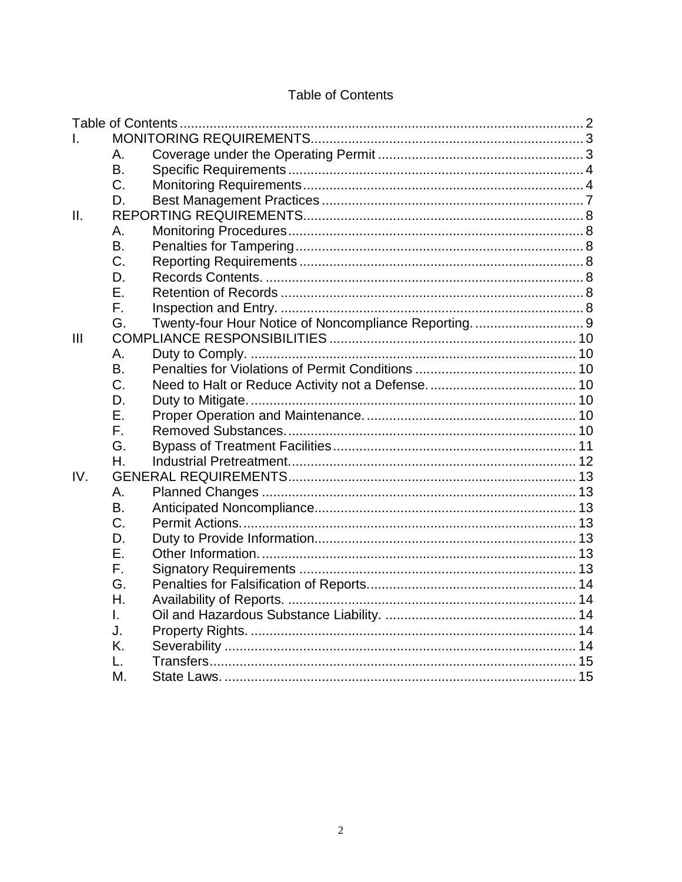# Table of Contents

Table of Contents ..... 2

I. MONITORING REQUIREMENTS ..... 3
- A. Coverage under the Operating Permit ..... 3
- B. Specific Requirements ..... 4
- C. Monitoring Requirements ..... 4
- D. Best Management Practices ..... 7

II. REPORTING REQUIREMENTS ..... 8
- A. Monitoring Procedures ..... 8
- B. Penalties for Tampering ..... 8
- C. Reporting Requirements ..... 8
- D. Records Contents. ..... 8
- E. Retention of Records ..... 8
- F. Inspection and Entry. ..... 8
- G. Twenty-four Hour Notice of Noncompliance Reporting. ..... 9

III COMPLIANCE RESPONSIBILITIES ..... 10
- A. Duty to Comply. ..... 10
- B. Penalties for Violations of Permit Conditions ..... 10
- C. Need to Halt or Reduce Activity not a Defense. ..... 10
- D. Duty to Mitigate. ..... 10
- E. Proper Operation and Maintenance. ..... 10
- F. Removed Substances. ..... 10
- G. Bypass of Treatment Facilities ..... 11
- H. Industrial Pretreatment. ..... 12

IV. GENERAL REQUIREMENTS ..... 13
- A. Planned Changes ..... 13
- B. Anticipated Noncompliance ..... 13
- C. Permit Actions. ..... 13
- D. Duty to Provide Information. ..... 13
- E. Other Information. ..... 13
- F. Signatory Requirements ..... 13
- G. Penalties for Falsification of Reports. ..... 14
- H. Availability of Reports. ..... 14
- I. Oil and Hazardous Substance Liability. ..... 14
- J. Property Rights. ..... 14
- K. Severability ..... 14
- L. Transfers ..... 15
- M. State Laws. ..... 15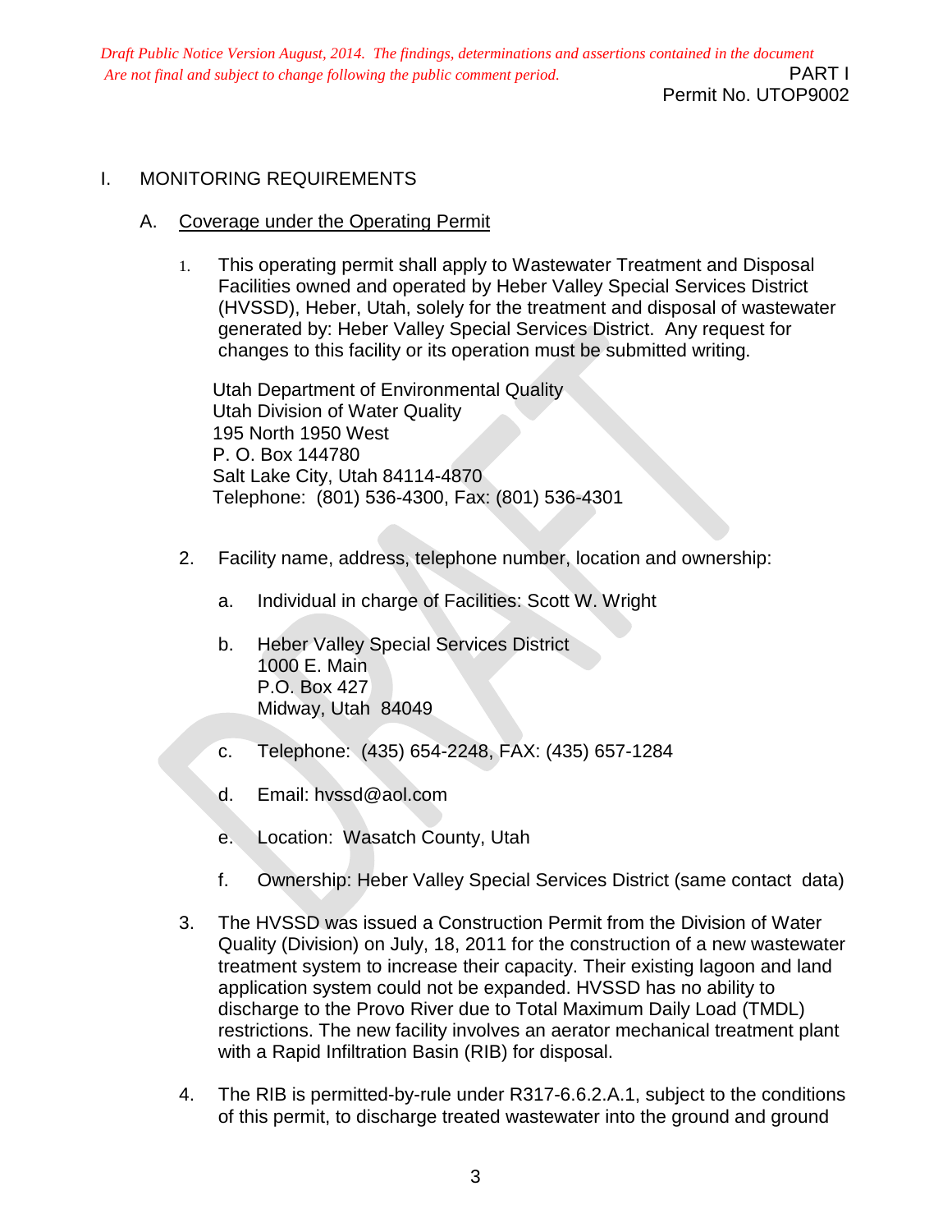I. MONITORING REQUIREMENTS

A. Coverage under the Operating Permit

1. This operating permit shall apply to Wastewater Treatment and Disposal Facilities owned and operated by Heber Valley Special Services District (HVSSD), Heber, Utah, solely for the treatment and disposal of wastewater generated by: Heber Valley Special Services District. Any request for changes to this facility or its operation must be submitted writing.

   Utah Department of Environmental Quality
   Utah Division of Water Quality
   195 North 1950 West
   P. O. Box 144780
   Salt Lake City, Utah 84114-4870
   Telephone: (801) 536-4300, Fax: (801) 536-4301

2. Facility name, address, telephone number, location and ownership:

   a. Individual in charge of Facilities: Scott W. Wright

   b. Heber Valley Special Services District
      1000 E. Main
      P.O. Box 427
      Midway, Utah 84049

   c. Telephone: (435) 654-2248, FAX: (435) 657-1284

   d. Email: hvssd@aol.com

   e. Location: Wasatch County, Utah

   f. Ownership: Heber Valley Special Services District (same contact data)

3. The HVSSD was issued a Construction Permit from the Division of Water Quality (Division) on July, 18, 2011 for the construction of a new wastewater treatment system to increase their capacity. Their existing lagoon and land application system could not be expanded. HVSSD has no ability to discharge to the Provo River due to Total Maximum Daily Load (TMDL) restrictions. The new facility involves an aerator mechanical treatment plant with a Rapid Infiltration Basin (RIB) for disposal.

4. The RIB is permitted-by-rule under R317-6.6.2.A.1, subject to the conditions of this permit, to discharge treated wastewater into the ground and ground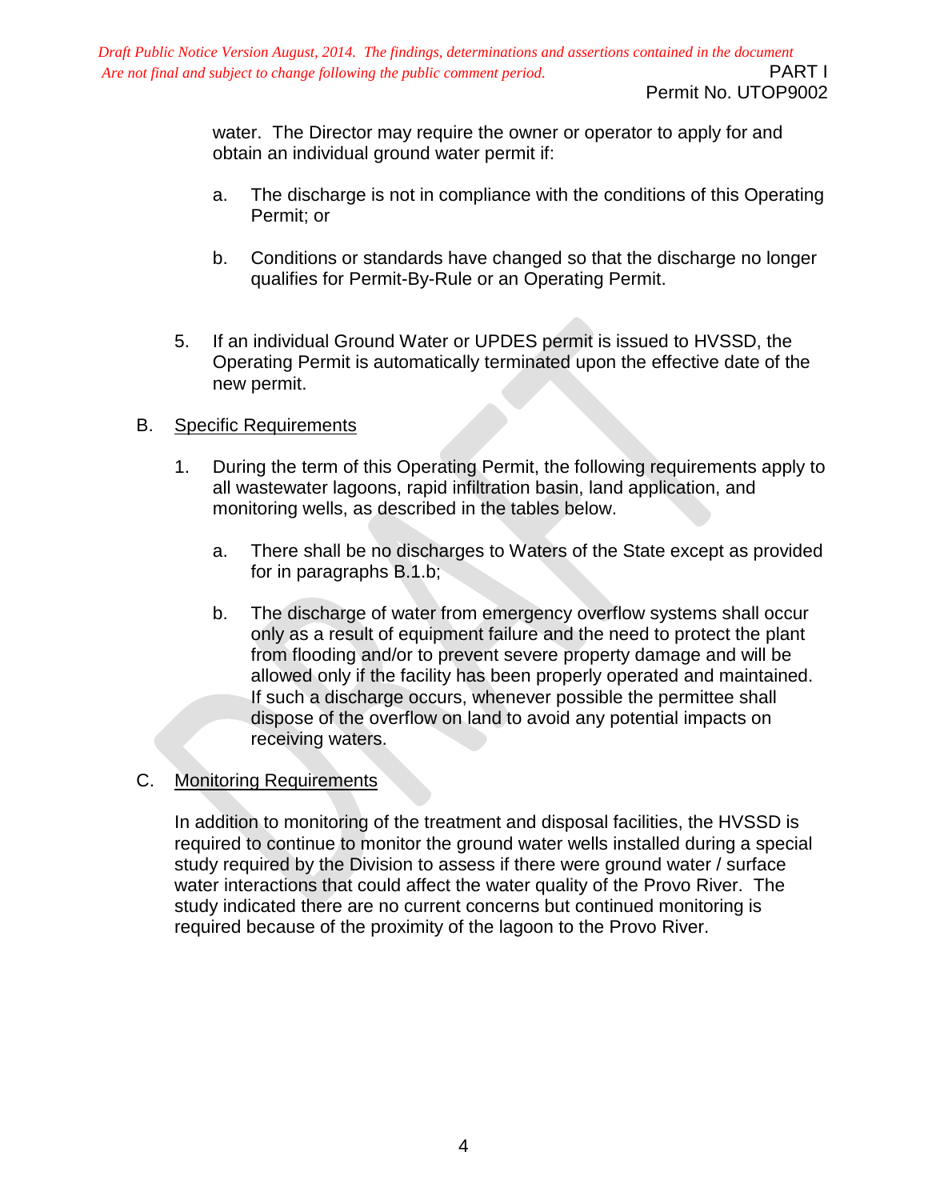water. The Director may require the owner or operator to apply for and obtain an individual ground water permit if:

a. The discharge is not in compliance with the conditions of this Operating Permit; or

b. Conditions or standards have changed so that the discharge no longer qualifies for Permit-By-Rule or an Operating Permit.

5. If an individual Ground Water or UPDES permit is issued to HVSSD, the Operating Permit is automatically terminated upon the effective date of the new permit.

B. Specific Requirements

1. During the term of this Operating Permit, the following requirements apply to all wastewater lagoons, rapid infiltration basin, land application, and monitoring wells, as described in the tables below.

   a. There shall be no discharges to Waters of the State except as provided for in paragraphs B.1.b;

   b. The discharge of water from emergency overflow systems shall occur only as a result of equipment failure and the need to protect the plant from flooding and/or to prevent severe property damage and will be allowed only if the facility has been properly operated and maintained. If such a discharge occurs, whenever possible the permittee shall dispose of the overflow on land to avoid any potential impacts on receiving waters.

C. Monitoring Requirements

In addition to monitoring of the treatment and disposal facilities, the HVSSD is required to continue to monitor the ground water wells installed during a special study required by the Division to assess if there were ground water / surface water interactions that could affect the water quality of the Provo River. The study indicated there are no current concerns but continued monitoring is required because of the proximity of the lagoon to the Provo River.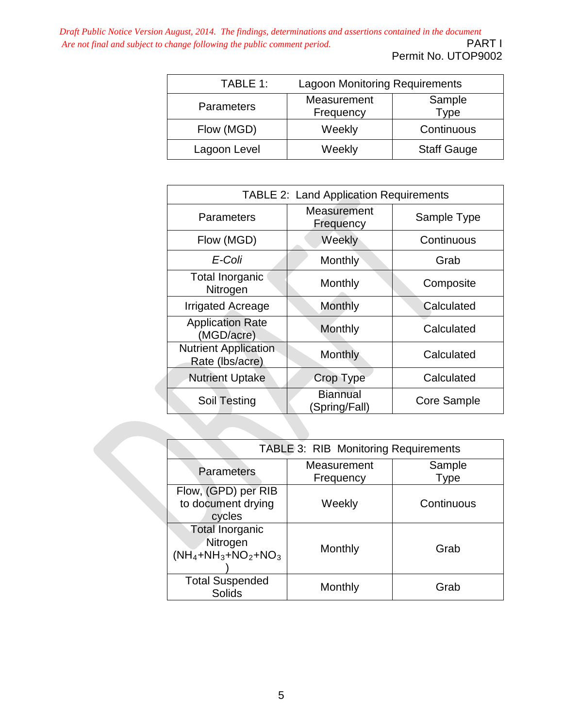| TABLE 1: Lagoon Monitoring Requirements | | |
|---|---|---|
| Parameters | Measurement Frequency | Sample Type |
| Flow (MGD) | Weekly | Continuous |
| Lagoon Level | Weekly | Staff Gauge |

| TABLE 2: Land Application Requirements | | |
|---|---|---|
| Parameters | Measurement Frequency | Sample Type |
| Flow (MGD) | Weekly | Continuous |
| *E-Coli* | Monthly | Grab |
| Total Inorganic Nitrogen | Monthly | Composite |
| Irrigated Acreage | Monthly | Calculated |
| Application Rate (MGD/acre) | Monthly | Calculated |
| Nutrient Application Rate (lbs/acre) | Monthly | Calculated |
| Nutrient Uptake | Crop Type | Calculated |
| Soil Testing | Biannual (Spring/Fall) | Core Sample |

| TABLE 3: RIB Monitoring Requirements | | |
|---|---|---|
| Parameters | Measurement Frequency | Sample Type |
| Flow, (GPD) per RIB to document drying cycles | Weekly | Continuous |
| Total Inorganic Nitrogen ($NH_4$+$NH_3$+$NO_2$+$NO_3$) | Monthly | Grab |
| Total Suspended Solids | Monthly | Grab |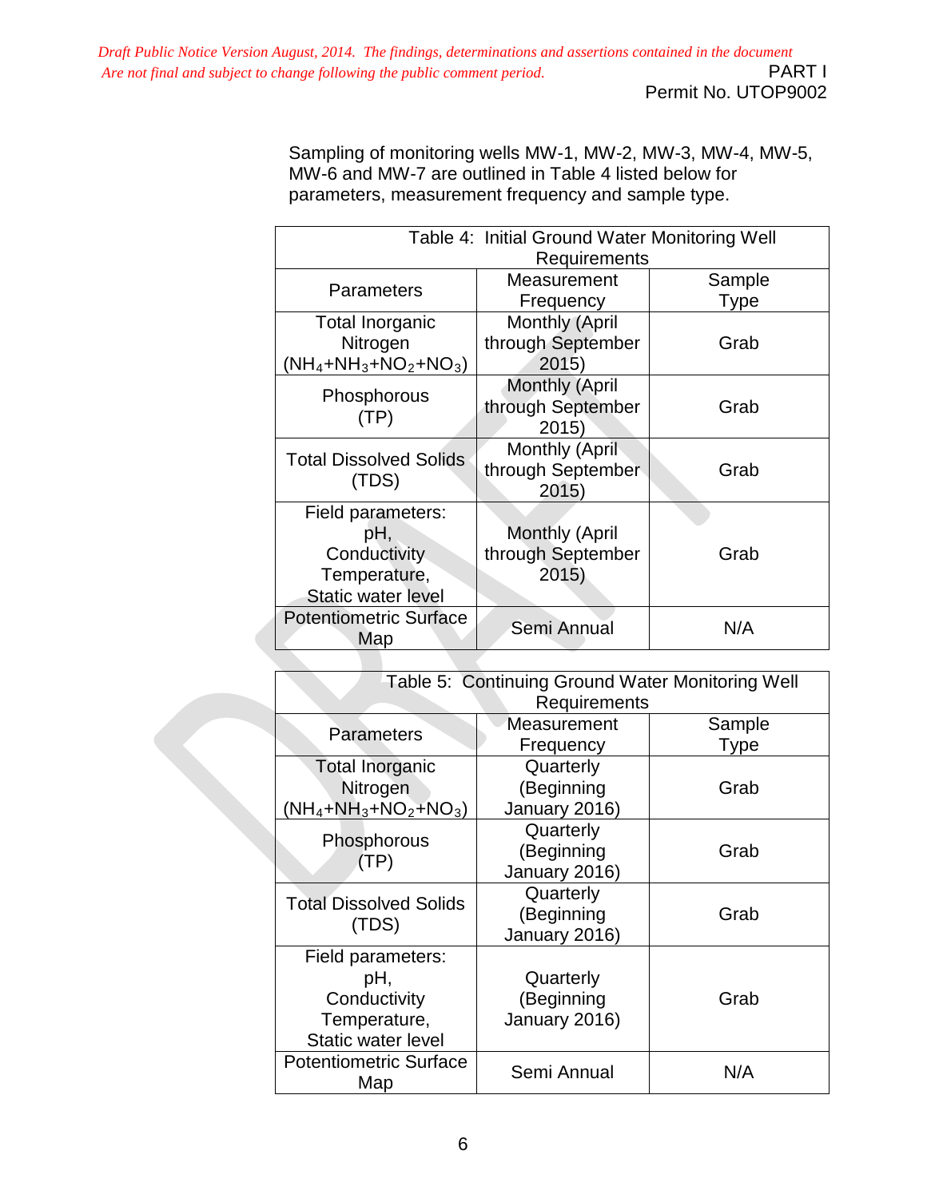Sampling of monitoring wells MW-1, MW-2, MW-3, MW-4, MW-5, MW-6 and MW-7 are outlined in Table 4 listed below for parameters, measurement frequency and sample type.

| Table 4: Initial Ground Water Monitoring Well Requirements | | |
|---|---|---|
| Parameters | Measurement Frequency | Sample Type |
| Total Inorganic Nitrogen ($NH_4$+$NH_3$+$NO_2$+$NO_3$) | Monthly (April through September 2015) | Grab |
| Phosphorous (TP) | Monthly (April through September 2015) | Grab |
| Total Dissolved Solids (TDS) | Monthly (April through September 2015) | Grab |
| Field parameters: pH, Conductivity Temperature, Static water level | Monthly (April through September 2015) | Grab |
| Potentiometric Surface Map | Semi Annual | N/A |

| Table 5: Continuing Ground Water Monitoring Well Requirements | | |
|---|---|---|
| Parameters | Measurement Frequency | Sample Type |
| Total Inorganic Nitrogen ($NH_4$+$NH_3$+$NO_2$+$NO_3$) | Quarterly (Beginning January 2016) | Grab |
| Phosphorous (TP) | Quarterly (Beginning January 2016) | Grab |
| Total Dissolved Solids (TDS) | Quarterly (Beginning January 2016) | Grab |
| Field parameters: pH, Conductivity Temperature, Static water level | Quarterly (Beginning January 2016) | Grab |
| Potentiometric Surface Map | Semi Annual | N/A |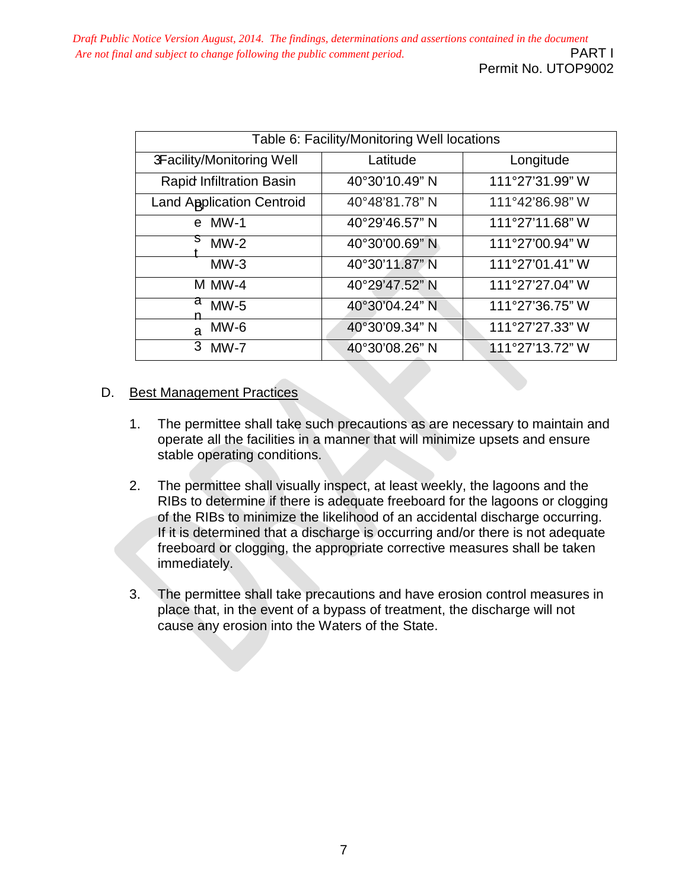Table 6: Facility/Monitoring Well locations

| Facility/Monitoring Well | Latitude | Longitude |
|---|---|---|
| Rapid Infiltration Basin | 40°30'10.49" N | 111°27'31.99" W |
| Land Application Centroid | 40°48'81.78" N | 111°42'86.98" W |
| MW-1 | 40°29'46.57" N | 111°27'11.68" W |
| MW-2 | 40°30'00.69" N | 111°27'00.94" W |
| MW-3 | 40°30'11.87" N | 111°27'01.41" W |
| MW-4 | 40°29'47.52" N | 111°27'27.04" W |
| MW-5 | 40°30'04.24" N | 111°27'36.75" W |
| MW-6 | 40°30'09.34" N | 111°27'27.33" W |
| MW-7 | 40°30'08.26" N | 111°27'13.72" W |

D. Best Management Practices

1. The permittee shall take such precautions as are necessary to maintain and operate all the facilities in a manner that will minimize upsets and ensure stable operating conditions.

2. The permittee shall visually inspect, at least weekly, the lagoons and the RIBs to determine if there is adequate freeboard for the lagoons or clogging of the RIBs to minimize the likelihood of an accidental discharge occurring. If it is determined that a discharge is occurring and/or there is not adequate freeboard or clogging, the appropriate corrective measures shall be taken immediately.

3. The permittee shall take precautions and have erosion control measures in place that, in the event of a bypass of treatment, the discharge will not cause any erosion into the Waters of the State.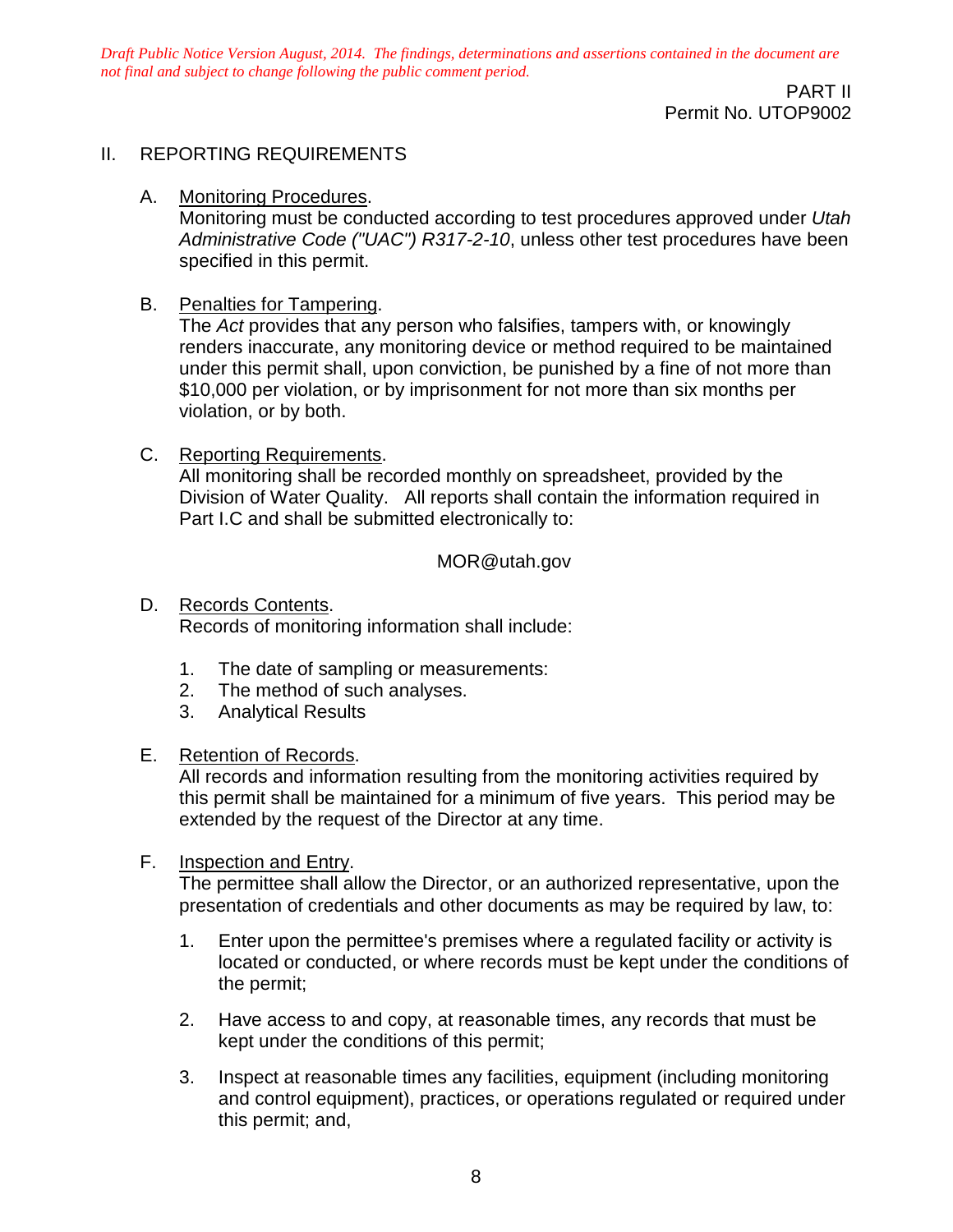*Draft Public Notice Version August, 2014. The findings, determinations and assertions contained in the document are not final and subject to change following the public comment period.*

PART II
Permit No. UTOP9002

## II. REPORTING REQUIREMENTS

A. Monitoring Procedures.
Monitoring must be conducted according to test procedures approved under *Utah Administrative Code ("UAC") R317-2-10*, unless other test procedures have been specified in this permit.

B. Penalties for Tampering.
The *Act* provides that any person who falsifies, tampers with, or knowingly renders inaccurate, any monitoring device or method required to be maintained under this permit shall, upon conviction, be punished by a fine of not more than $10,000 per violation, or by imprisonment for not more than six months per violation, or by both.

C. Reporting Requirements.
All monitoring shall be recorded monthly on spreadsheet, provided by the Division of Water Quality. All reports shall contain the information required in Part I.C and shall be submitted electronically to:

MOR@utah.gov

D. Records Contents.
Records of monitoring information shall include:

1. The date of sampling or measurements:
2. The method of such analyses.
3. Analytical Results

E. Retention of Records.
All records and information resulting from the monitoring activities required by this permit shall be maintained for a minimum of five years. This period may be extended by the request of the Director at any time.

F. Inspection and Entry.
The permittee shall allow the Director, or an authorized representative, upon the presentation of credentials and other documents as may be required by law, to:

1. Enter upon the permittee's premises where a regulated facility or activity is located or conducted, or where records must be kept under the conditions of the permit;

2. Have access to and copy, at reasonable times, any records that must be kept under the conditions of this permit;

3. Inspect at reasonable times any facilities, equipment (including monitoring and control equipment), practices, or operations regulated or required under this permit; and,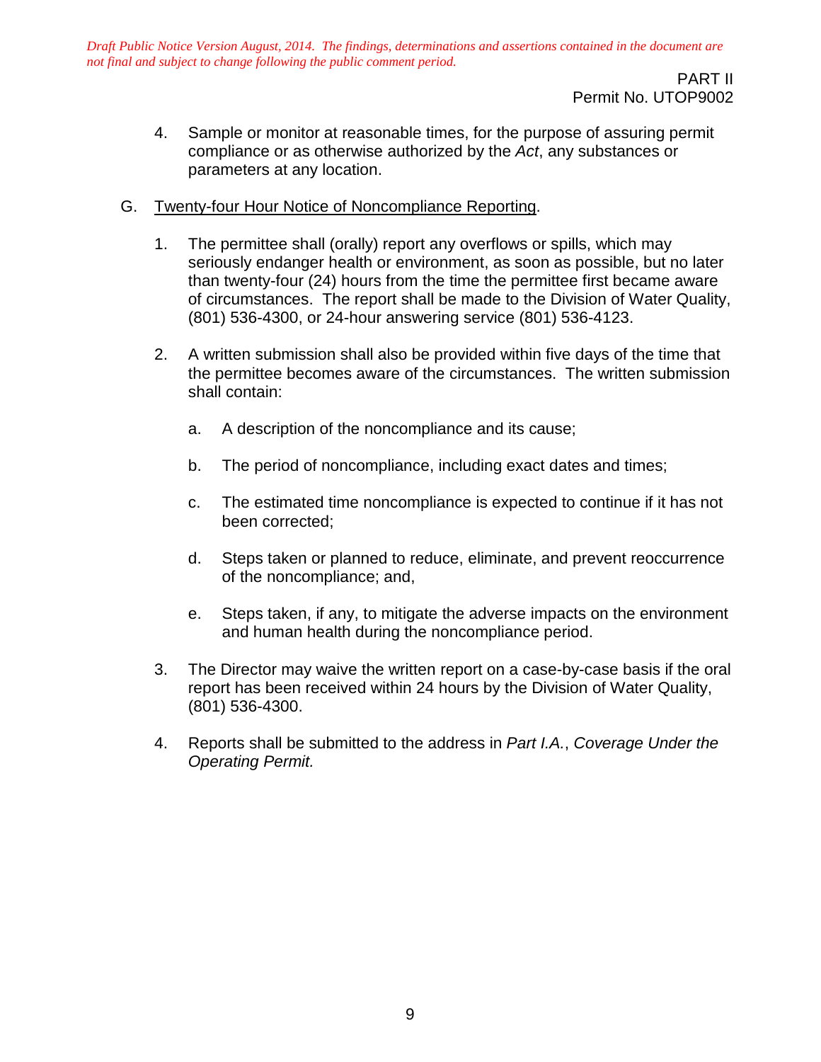*Draft Public Notice Version August, 2014. The findings, determinations and assertions contained in the document are not final and subject to change following the public comment period.*

PART II
Permit No. UTOP9002

4. Sample or monitor at reasonable times, for the purpose of assuring permit compliance or as otherwise authorized by the *Act*, any substances or parameters at any location.

G. Twenty-four Hour Notice of Noncompliance Reporting.

1. The permittee shall (orally) report any overflows or spills, which may seriously endanger health or environment, as soon as possible, but no later than twenty-four (24) hours from the time the permittee first became aware of circumstances. The report shall be made to the Division of Water Quality, (801) 536-4300, or 24-hour answering service (801) 536-4123.

2. A written submission shall also be provided within five days of the time that the permittee becomes aware of the circumstances. The written submission shall contain:

   a. A description of the noncompliance and its cause;

   b. The period of noncompliance, including exact dates and times;

   c. The estimated time noncompliance is expected to continue if it has not been corrected;

   d. Steps taken or planned to reduce, eliminate, and prevent reoccurrence of the noncompliance; and,

   e. Steps taken, if any, to mitigate the adverse impacts on the environment and human health during the noncompliance period.

3. The Director may waive the written report on a case-by-case basis if the oral report has been received within 24 hours by the Division of Water Quality, (801) 536-4300.

4. Reports shall be submitted to the address in *Part I.A.*, *Coverage Under the Operating Permit.*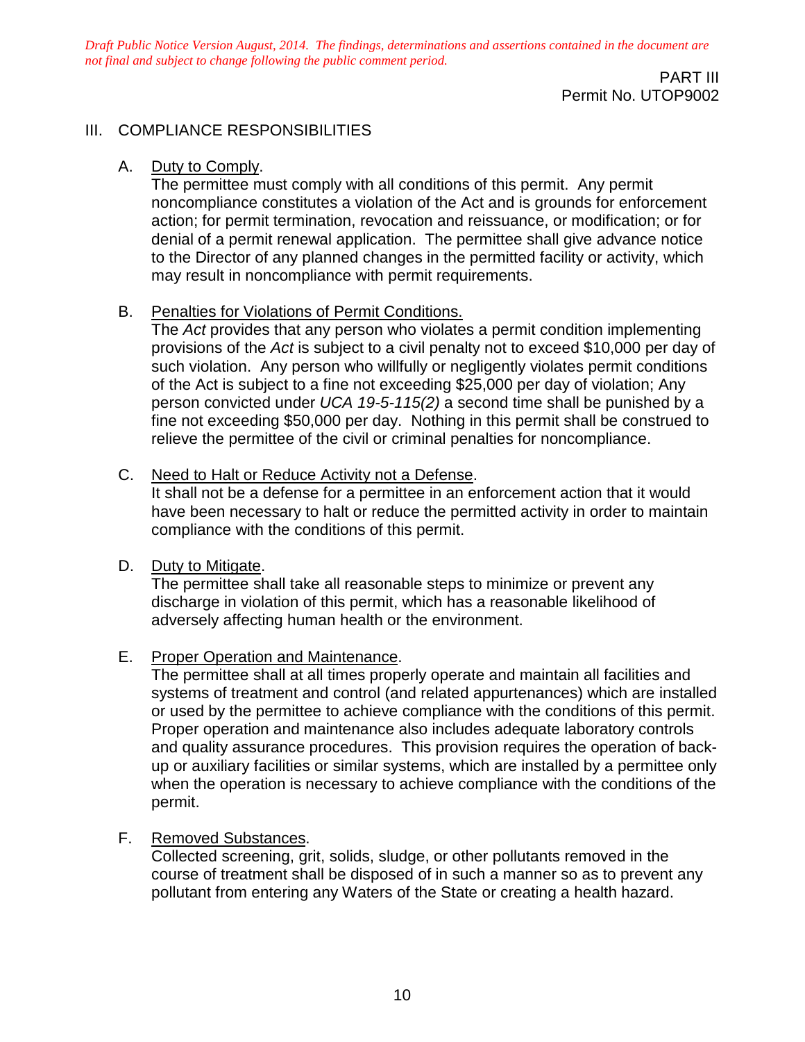*Draft Public Notice Version August, 2014. The findings, determinations and assertions contained in the document are not final and subject to change following the public comment period.*

PART III
Permit No. UTOP9002

## III. COMPLIANCE RESPONSIBILITIES

A. Duty to Comply.
The permittee must comply with all conditions of this permit. Any permit noncompliance constitutes a violation of the Act and is grounds for enforcement action; for permit termination, revocation and reissuance, or modification; or for denial of a permit renewal application. The permittee shall give advance notice to the Director of any planned changes in the permitted facility or activity, which may result in noncompliance with permit requirements.

B. Penalties for Violations of Permit Conditions.
The *Act* provides that any person who violates a permit condition implementing provisions of the *Act* is subject to a civil penalty not to exceed $10,000 per day of such violation. Any person who willfully or negligently violates permit conditions of the Act is subject to a fine not exceeding $25,000 per day of violation; Any person convicted under *UCA 19-5-115(2)* a second time shall be punished by a fine not exceeding $50,000 per day. Nothing in this permit shall be construed to relieve the permittee of the civil or criminal penalties for noncompliance.

C. Need to Halt or Reduce Activity not a Defense.
It shall not be a defense for a permittee in an enforcement action that it would have been necessary to halt or reduce the permitted activity in order to maintain compliance with the conditions of this permit.

D. Duty to Mitigate.
The permittee shall take all reasonable steps to minimize or prevent any discharge in violation of this permit, which has a reasonable likelihood of adversely affecting human health or the environment.

E. Proper Operation and Maintenance.
The permittee shall at all times properly operate and maintain all facilities and systems of treatment and control (and related appurtenances) which are installed or used by the permittee to achieve compliance with the conditions of this permit. Proper operation and maintenance also includes adequate laboratory controls and quality assurance procedures. This provision requires the operation of back-up or auxiliary facilities or similar systems, which are installed by a permittee only when the operation is necessary to achieve compliance with the conditions of the permit.

F. Removed Substances.
Collected screening, grit, solids, sludge, or other pollutants removed in the course of treatment shall be disposed of in such a manner so as to prevent any pollutant from entering any Waters of the State or creating a health hazard.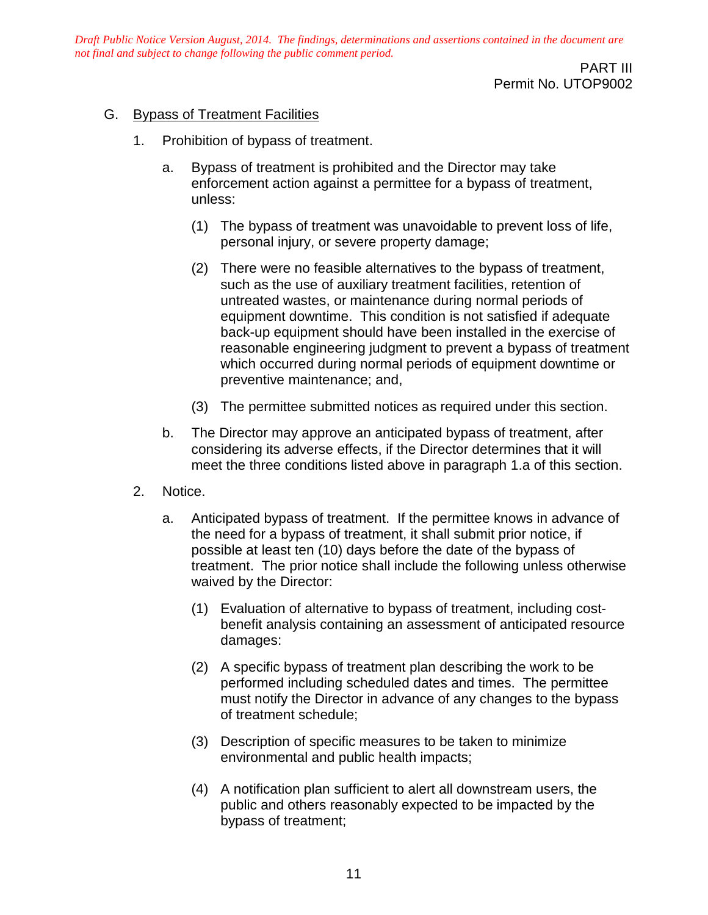*Draft Public Notice Version August, 2014. The findings, determinations and assertions contained in the document are not final and subject to change following the public comment period.*

PART III
Permit No. UTOP9002

G. Bypass of Treatment Facilities

1. Prohibition of bypass of treatment.

   a. Bypass of treatment is prohibited and the Director may take enforcement action against a permittee for a bypass of treatment, unless:

      (1) The bypass of treatment was unavoidable to prevent loss of life, personal injury, or severe property damage;

      (2) There were no feasible alternatives to the bypass of treatment, such as the use of auxiliary treatment facilities, retention of untreated wastes, or maintenance during normal periods of equipment downtime. This condition is not satisfied if adequate back-up equipment should have been installed in the exercise of reasonable engineering judgment to prevent a bypass of treatment which occurred during normal periods of equipment downtime or preventive maintenance; and,

      (3) The permittee submitted notices as required under this section.

   b. The Director may approve an anticipated bypass of treatment, after considering its adverse effects, if the Director determines that it will meet the three conditions listed above in paragraph 1.a of this section.

2. Notice.

   a. Anticipated bypass of treatment. If the permittee knows in advance of the need for a bypass of treatment, it shall submit prior notice, if possible at least ten (10) days before the date of the bypass of treatment. The prior notice shall include the following unless otherwise waived by the Director:

      (1) Evaluation of alternative to bypass of treatment, including cost-benefit analysis containing an assessment of anticipated resource damages:

      (2) A specific bypass of treatment plan describing the work to be performed including scheduled dates and times. The permittee must notify the Director in advance of any changes to the bypass of treatment schedule;

      (3) Description of specific measures to be taken to minimize environmental and public health impacts;

      (4) A notification plan sufficient to alert all downstream users, the public and others reasonably expected to be impacted by the bypass of treatment;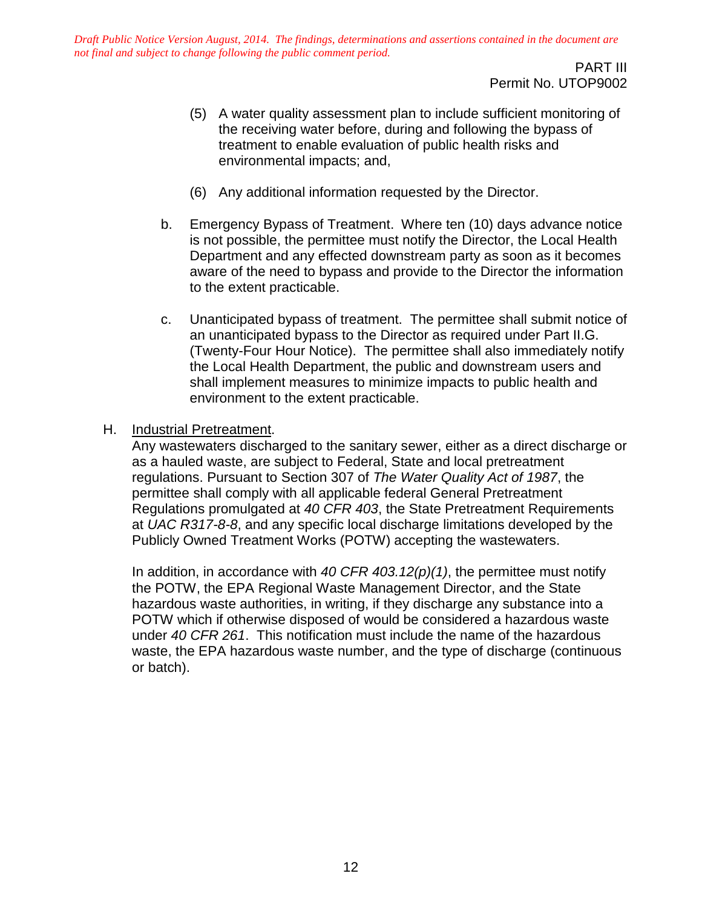*Draft Public Notice Version August, 2014. The findings, determinations and assertions contained in the document are not final and subject to change following the public comment period.*

(5) A water quality assessment plan to include sufficient monitoring of the receiving water before, during and following the bypass of treatment to enable evaluation of public health risks and environmental impacts; and,

(6) Any additional information requested by the Director.

b. Emergency Bypass of Treatment. Where ten (10) days advance notice is not possible, the permittee must notify the Director, the Local Health Department and any effected downstream party as soon as it becomes aware of the need to bypass and provide to the Director the information to the extent practicable.

c. Unanticipated bypass of treatment. The permittee shall submit notice of an unanticipated bypass to the Director as required under Part II.G. (Twenty-Four Hour Notice). The permittee shall also immediately notify the Local Health Department, the public and downstream users and shall implement measures to minimize impacts to public health and environment to the extent practicable.

H. Industrial Pretreatment.

Any wastewaters discharged to the sanitary sewer, either as a direct discharge or as a hauled waste, are subject to Federal, State and local pretreatment regulations. Pursuant to Section 307 of *The Water Quality Act of 1987*, the permittee shall comply with all applicable federal General Pretreatment Regulations promulgated at *40 CFR 403*, the State Pretreatment Requirements at *UAC R317-8-8*, and any specific local discharge limitations developed by the Publicly Owned Treatment Works (POTW) accepting the wastewaters.

In addition, in accordance with *40 CFR 403.12(p)(1)*, the permittee must notify the POTW, the EPA Regional Waste Management Director, and the State hazardous waste authorities, in writing, if they discharge any substance into a POTW which if otherwise disposed of would be considered a hazardous waste under *40 CFR 261*. This notification must include the name of the hazardous waste, the EPA hazardous waste number, and the type of discharge (continuous or batch).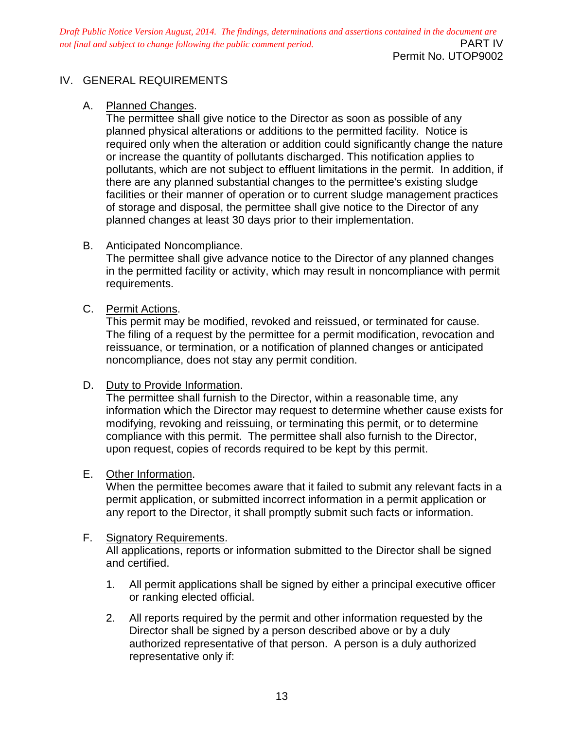*Draft Public Notice Version August, 2014. The findings, determinations and assertions contained in the document are not final and subject to change following the public comment period.*

PART IV
Permit No. UTOP9002

# IV. GENERAL REQUIREMENTS

A. Planned Changes.
The permittee shall give notice to the Director as soon as possible of any planned physical alterations or additions to the permitted facility. Notice is required only when the alteration or addition could significantly change the nature or increase the quantity of pollutants discharged. This notification applies to pollutants, which are not subject to effluent limitations in the permit. In addition, if there are any planned substantial changes to the permittee's existing sludge facilities or their manner of operation or to current sludge management practices of storage and disposal, the permittee shall give notice to the Director of any planned changes at least 30 days prior to their implementation.

B. Anticipated Noncompliance.
The permittee shall give advance notice to the Director of any planned changes in the permitted facility or activity, which may result in noncompliance with permit requirements.

C. Permit Actions.
This permit may be modified, revoked and reissued, or terminated for cause. The filing of a request by the permittee for a permit modification, revocation and reissuance, or termination, or a notification of planned changes or anticipated noncompliance, does not stay any permit condition.

D. Duty to Provide Information.
The permittee shall furnish to the Director, within a reasonable time, any information which the Director may request to determine whether cause exists for modifying, revoking and reissuing, or terminating this permit, or to determine compliance with this permit. The permittee shall also furnish to the Director, upon request, copies of records required to be kept by this permit.

E. Other Information.
When the permittee becomes aware that it failed to submit any relevant facts in a permit application, or submitted incorrect information in a permit application or any report to the Director, it shall promptly submit such facts or information.

F. Signatory Requirements.
All applications, reports or information submitted to the Director shall be signed and certified.

1. All permit applications shall be signed by either a principal executive officer or ranking elected official.

2. All reports required by the permit and other information requested by the Director shall be signed by a person described above or by a duly authorized representative of that person. A person is a duly authorized representative only if: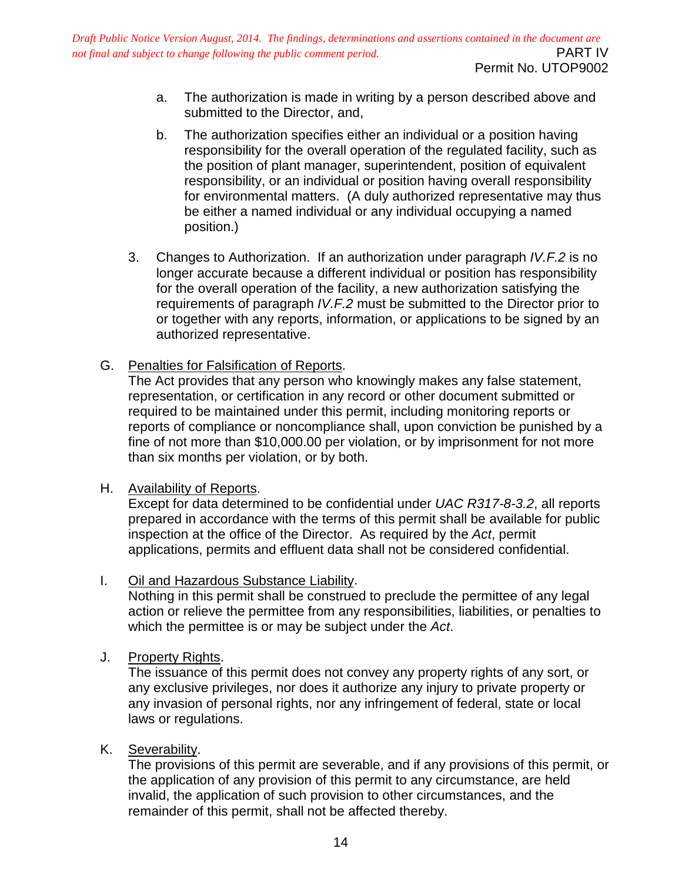a. The authorization is made in writing by a person described above and submitted to the Director, and,

b. The authorization specifies either an individual or a position having responsibility for the overall operation of the regulated facility, such as the position of plant manager, superintendent, position of equivalent responsibility, or an individual or position having overall responsibility for environmental matters. (A duly authorized representative may thus be either a named individual or any individual occupying a named position.)

3. Changes to Authorization. If an authorization under paragraph *IV.F.2* is no longer accurate because a different individual or position has responsibility for the overall operation of the facility, a new authorization satisfying the requirements of paragraph *IV.F.2* must be submitted to the Director prior to or together with any reports, information, or applications to be signed by an authorized representative.

G. Penalties for Falsification of Reports.
The Act provides that any person who knowingly makes any false statement, representation, or certification in any record or other document submitted or required to be maintained under this permit, including monitoring reports or reports of compliance or noncompliance shall, upon conviction be punished by a fine of not more than $10,000.00 per violation, or by imprisonment for not more than six months per violation, or by both.

H. Availability of Reports.
Except for data determined to be confidential under *UAC R317-8-3.2*, all reports prepared in accordance with the terms of this permit shall be available for public inspection at the office of the Director. As required by the *Act*, permit applications, permits and effluent data shall not be considered confidential.

I. Oil and Hazardous Substance Liability.
Nothing in this permit shall be construed to preclude the permittee of any legal action or relieve the permittee from any responsibilities, liabilities, or penalties to which the permittee is or may be subject under the *Act*.

J. Property Rights.
The issuance of this permit does not convey any property rights of any sort, or any exclusive privileges, nor does it authorize any injury to private property or any invasion of personal rights, nor any infringement of federal, state or local laws or regulations.

K. Severability.
The provisions of this permit are severable, and if any provisions of this permit, or the application of any provision of this permit to any circumstance, are held invalid, the application of such provision to other circumstances, and the remainder of this permit, shall not be affected thereby.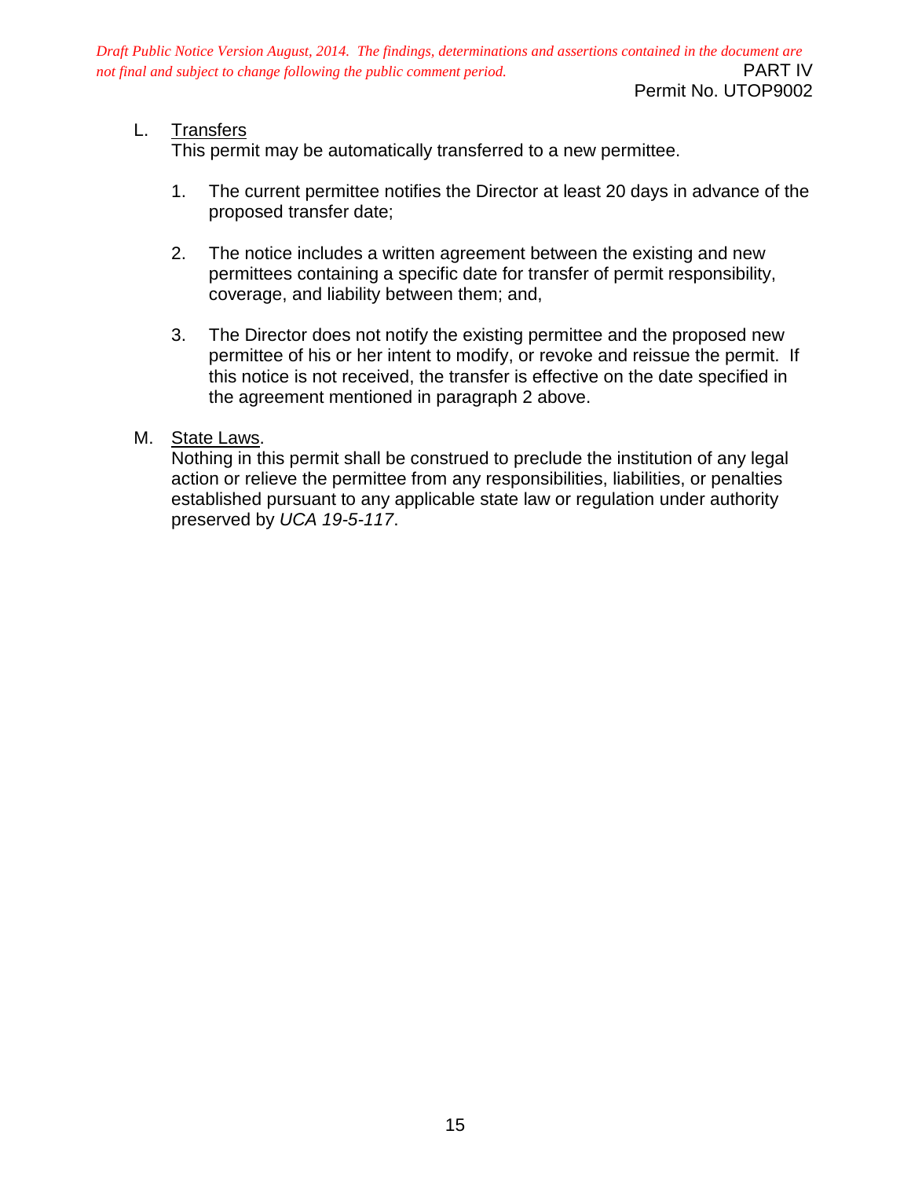L. Transfers

This permit may be automatically transferred to a new permittee.

1. The current permittee notifies the Director at least 20 days in advance of the proposed transfer date;

2. The notice includes a written agreement between the existing and new permittees containing a specific date for transfer of permit responsibility, coverage, and liability between them; and,

3. The Director does not notify the existing permittee and the proposed new permittee of his or her intent to modify, or revoke and reissue the permit. If this notice is not received, the transfer is effective on the date specified in the agreement mentioned in paragraph 2 above.

M. State Laws.

Nothing in this permit shall be construed to preclude the institution of any legal action or relieve the permittee from any responsibilities, liabilities, or penalties established pursuant to any applicable state law or regulation under authority preserved by *UCA 19-5-117*.